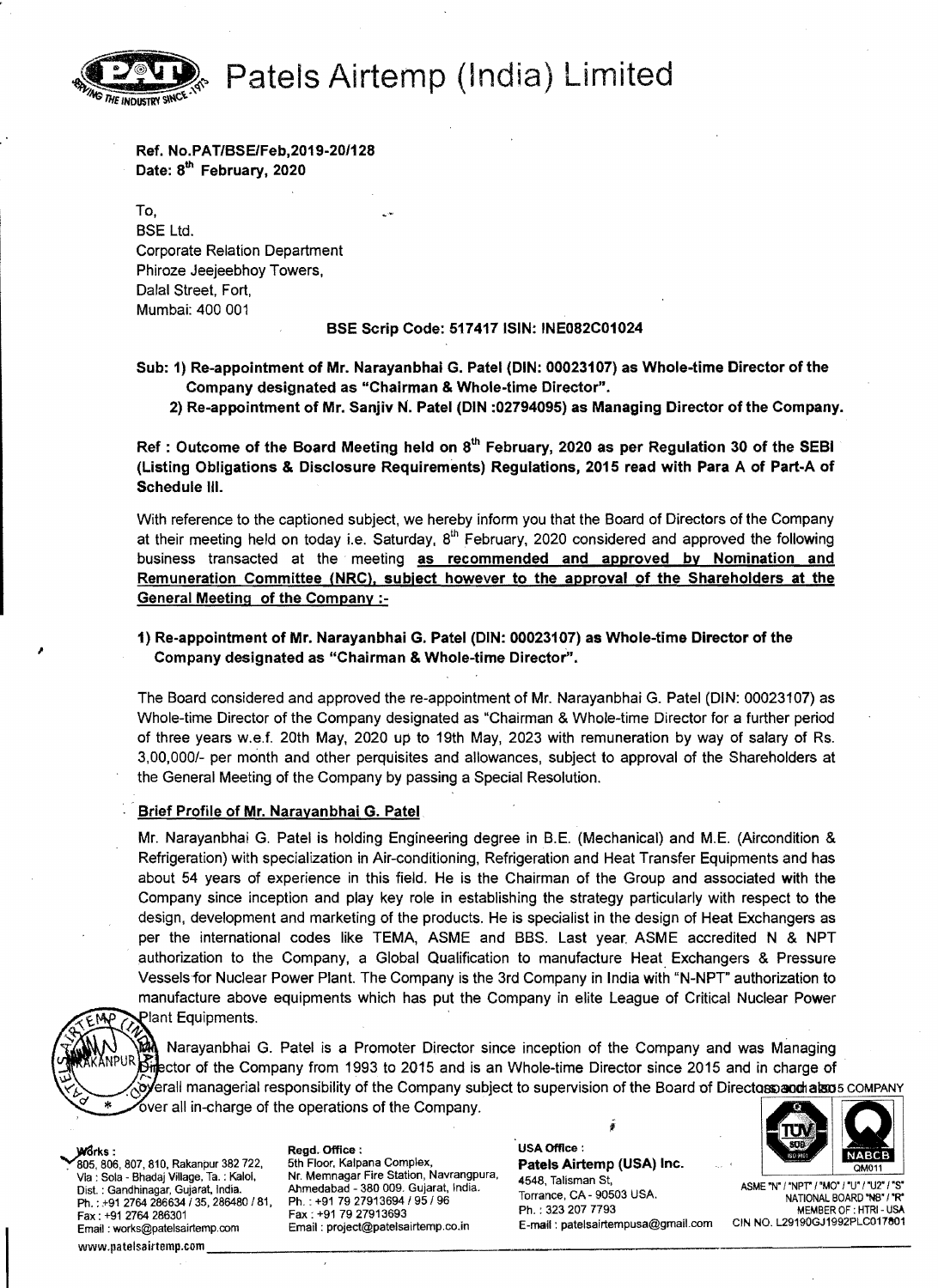# Patels Airtemp (India) Limited

**Ref. No.PAT/BSE/Feb,2019-20/128**
**Date: 8th February, 2020**

To,
BSE Ltd.
Corporate Relation Department
Phiroze Jeejeebhoy Towers,
Dalal Street, Fort,
Mumbai: 400 001

**BSE Scrip Code: 517417 ISIN: INE082C01024**

**Sub: 1) Re-appointment of Mr. Narayanbhai G. Patel (DIN: 00023107) as Whole-time Director of the Company designated as "Chairman & Whole-time Director".**
**2) Re-appointment of Mr. Sanjiv N. Patel (DIN :02794095) as Managing Director of the Company.**

**Ref : Outcome of the Board Meeting held on 8th February, 2020 as per Regulation 30 of the SEBI (Listing Obligations & Disclosure Requirements) Regulations, 2015 read with Para A of Part-A of Schedule III.**

With reference to the captioned subject, we hereby inform you that the Board of Directors of the Company at their meeting held on today i.e. Saturday, 8th February, 2020 considered and approved the following business transacted at the meeting **as recommended and approved by Nomination and Remuneration Committee (NRC), subject however to the approval of the Shareholders at the General Meeting of the Company :-**

**1) Re-appointment of Mr. Narayanbhai G. Patel (DIN: 00023107) as Whole-time Director of the Company designated as "Chairman & Whole-time Director".**

The Board considered and approved the re-appointment of Mr. Narayanbhai G. Patel (DIN: 00023107) as Whole-time Director of the Company designated as "Chairman & Whole-time Director for a further period of three years w.e.f. 20th May, 2020 up to 19th May, 2023 with remuneration by way of salary of Rs. 3,00,000/- per month and other perquisites and allowances, subject to approval of the Shareholders at the General Meeting of the Company by passing a Special Resolution.

**Brief Profile of Mr. Narayanbhai G. Patel**

Mr. Narayanbhai G. Patel is holding Engineering degree in B.E. (Mechanical) and M.E. (Aircondition & Refrigeration) with specialization in Air-conditioning, Refrigeration and Heat Transfer Equipments and has about 54 years of experience in this field. He is the Chairman of the Group and associated with the Company since inception and play key role in establishing the strategy particularly with respect to the design, development and marketing of the products. He is specialist in the design of Heat Exchangers as per the international codes like TEMA, ASME and BBS. Last year ASME accredited N & NPT authorization to the Company, a Global Qualification to manufacture Heat Exchangers & Pressure Vessels for Nuclear Power Plant. The Company is the 3rd Company in India with "N-NPT" authorization to manufacture above equipments which has put the Company in elite League of Critical Nuclear Power Plant Equipments.

Mr. Narayanbhai G. Patel is a Promoter Director since inception of the Company and was Managing Director of the Company from 1993 to 2015 and is an Whole-time Director since 2015 and in charge of overall managerial responsibility of the Company subject to supervision of the Board of Directors and also over all in-charge of the operations of the Company.

**Works :**
805, 806, 807, 810, Rakanpur 382 722,
Via : Sola - Bhadaj Village, Ta. : Kalol,
Dist. : Gandhinagar, Gujarat, India.
Ph. : +91 2764 286634 / 35, 286480 / 81,
Fax : +91 2764 286301
Email : works@patelsairtemp.com

**Regd. Office :**
5th Floor, Kalpana Complex,
Nr. Memnagar Fire Station, Navrangpura,
Ahmedabad - 380 009. Gujarat, India.
Ph. : +91 79 27913694 / 95 / 96
Fax : +91 79 27913693
Email : project@patelsairtemp.co.in

**USA Office :**
**Patels Airtemp (USA) Inc.**
4548, Talisman St,
Torrance, CA - 90503 USA.
Ph. : 323 207 7793
E-mail : patelsairtempusa@gmail.com

ASME "N" / "NPT" / "MO" / "U" / "U2" / "S"
NATIONAL BOARD "NB" / "R"
MEMBER OF : HTRI - USA
CIN NO. L29190GJ1992PLC017801

www.patelsairtemp.com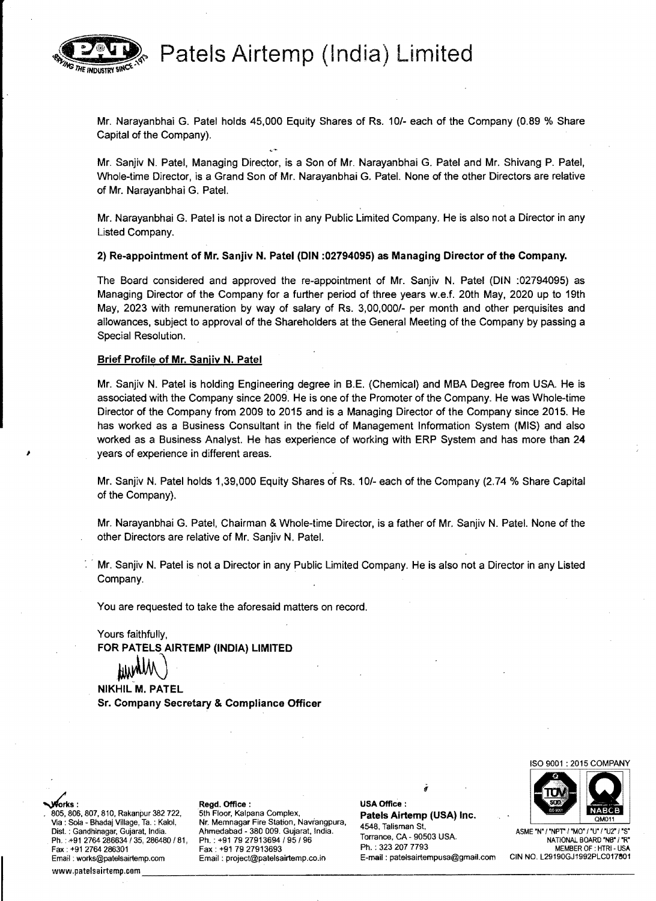Mr. Narayanbhai G. Patel holds 45,000 Equity Shares of Rs. 10/- each of the Company (0.89 % Share Capital of the Company).

Mr. Sanjiv N. Patel, Managing Director, is a Son of Mr. Narayanbhai G. Patel and Mr. Shivang P. Patel, Whole-time Director, is a Grand Son of Mr. Narayanbhai G. Patel. None of the other Directors are relative of Mr. Narayanbhai G. Patel.

Mr. Narayanbhai G. Patel is not a Director in any Public Limited Company. He is also not a Director in any Listed Company.

**2) Re-appointment of Mr. Sanjiv N. Patel (DIN :02794095) as Managing Director of the Company.**

The Board considered and approved the re-appointment of Mr. Sanjiv N. Patel (DIN :02794095) as Managing Director of the Company for a further period of three years w.e.f. 20th May, 2020 up to 19th May, 2023 with remuneration by way of salary of Rs. 3,00,000/- per month and other perquisites and allowances, subject to approval of the Shareholders at the General Meeting of the Company by passing a Special Resolution.

**Brief Profile of Mr. Sanjiv N. Patel**

Mr. Sanjiv N. Patel is holding Engineering degree in B.E. (Chemical) and MBA Degree from USA. He is associated with the Company since 2009. He is one of the Promoter of the Company. He was Whole-time Director of the Company from 2009 to 2015 and is a Managing Director of the Company since 2015. He has worked as a Business Consultant in the field of Management Information System (MIS) and also worked as a Business Analyst. He has experience of working with ERP System and has more than 24 years of experience in different areas.

Mr. Sanjiv N. Patel holds 1,39,000 Equity Shares of Rs. 10/- each of the Company (2.74 % Share Capital of the Company).

Mr. Narayanbhai G. Patel, Chairman & Whole-time Director, is a father of Mr. Sanjiv N. Patel. None of the other Directors are relative of Mr. Sanjiv N. Patel.

Mr. Sanjiv N. Patel is not a Director in any Public Limited Company. He is also not a Director in any Listed Company.

You are requested to take the aforesaid matters on record.

Yours faithfully,
**FOR PATELS AIRTEMP (INDIA) LIMITED**

**NIKHIL M. PATEL**
**Sr. Company Secretary & Compliance Officer**